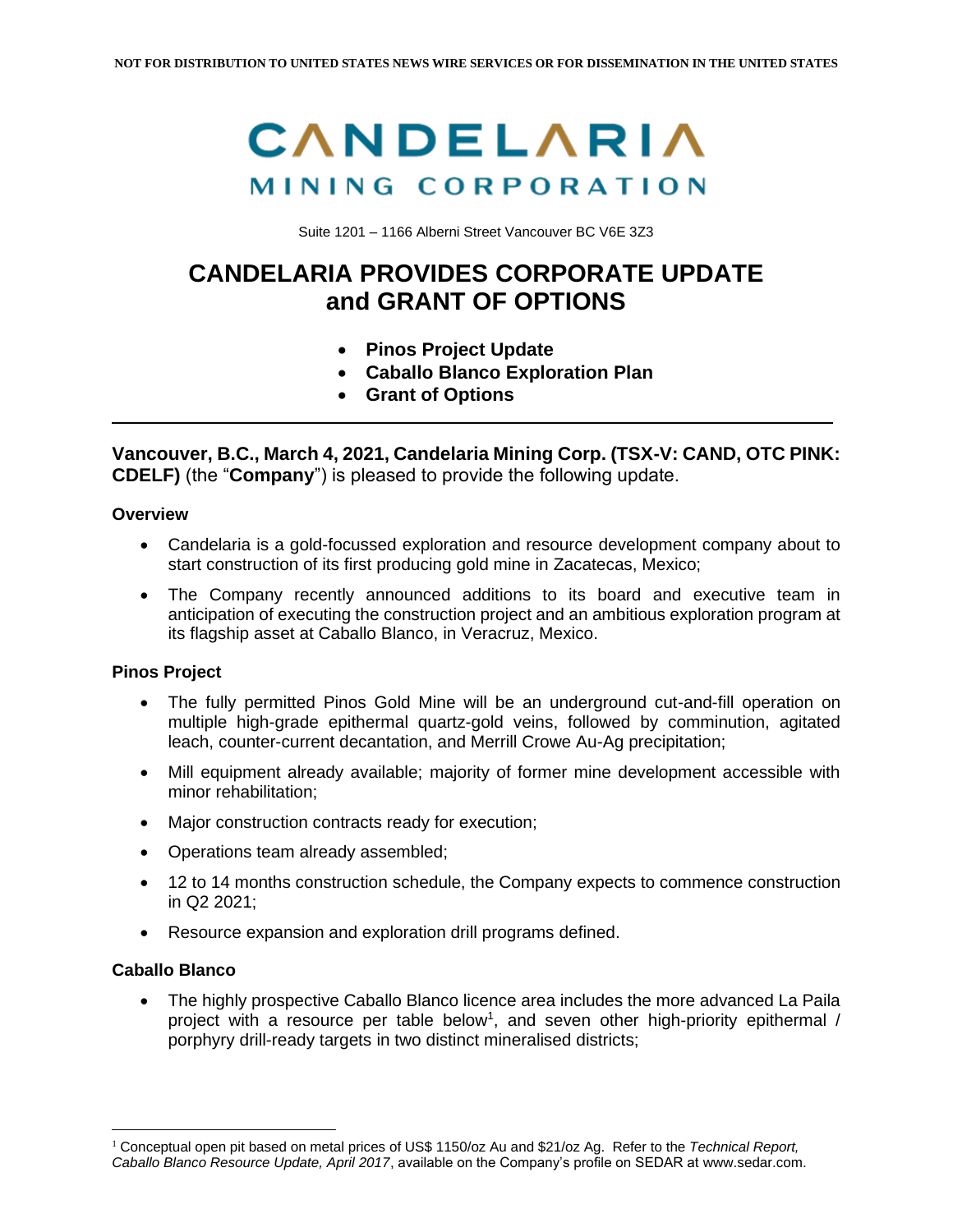NOT FOR DISTRIBUTION TO UNITED STATES NEWS WIRE SERVICES OR FOR DISSEMINATION IN THE UNITED STATES

# CANDELARIA MINING CORPORATION

Suite 1201 – 1166 Alberni Street Vancouver BC V6E 3Z3

# CANDELARIA PROVIDES CORPORATE UPDATE and GRANT OF OPTIONS

- **Pinos Project Update**
- **Caballo Blanco Exploration Plan**
- **Grant of Options**

---

**Vancouver, B.C., March 4, 2021, Candelaria Mining Corp. (TSX-V: CAND, OTC PINK: CDELF)** (the "**Company**") is pleased to provide the following update.

### Overview

- Candelaria is a gold-focussed exploration and resource development company about to start construction of its first producing gold mine in Zacatecas, Mexico;
- The Company recently announced additions to its board and executive team in anticipation of executing the construction project and an ambitious exploration program at its flagship asset at Caballo Blanco, in Veracruz, Mexico.

### Pinos Project

- The fully permitted Pinos Gold Mine will be an underground cut-and-fill operation on multiple high-grade epithermal quartz-gold veins, followed by comminution, agitated leach, counter-current decantation, and Merrill Crowe Au-Ag precipitation;
- Mill equipment already available; majority of former mine development accessible with minor rehabilitation;
- Major construction contracts ready for execution;
- Operations team already assembled;
- 12 to 14 months construction schedule, the Company expects to commence construction in Q2 2021;
- Resource expansion and exploration drill programs defined.

### Caballo Blanco

- The highly prospective Caballo Blanco licence area includes the more advanced La Paila project with a resource per table below[1], and seven other high-priority epithermal / porphyry drill-ready targets in two distinct mineralised districts;

---

[1] Conceptual open pit based on metal prices of US$ 1150/oz Au and $21/oz Ag. Refer to the *Technical Report, Caballo Blanco Resource Update, April 2017*, available on the Company's profile on SEDAR at www.sedar.com.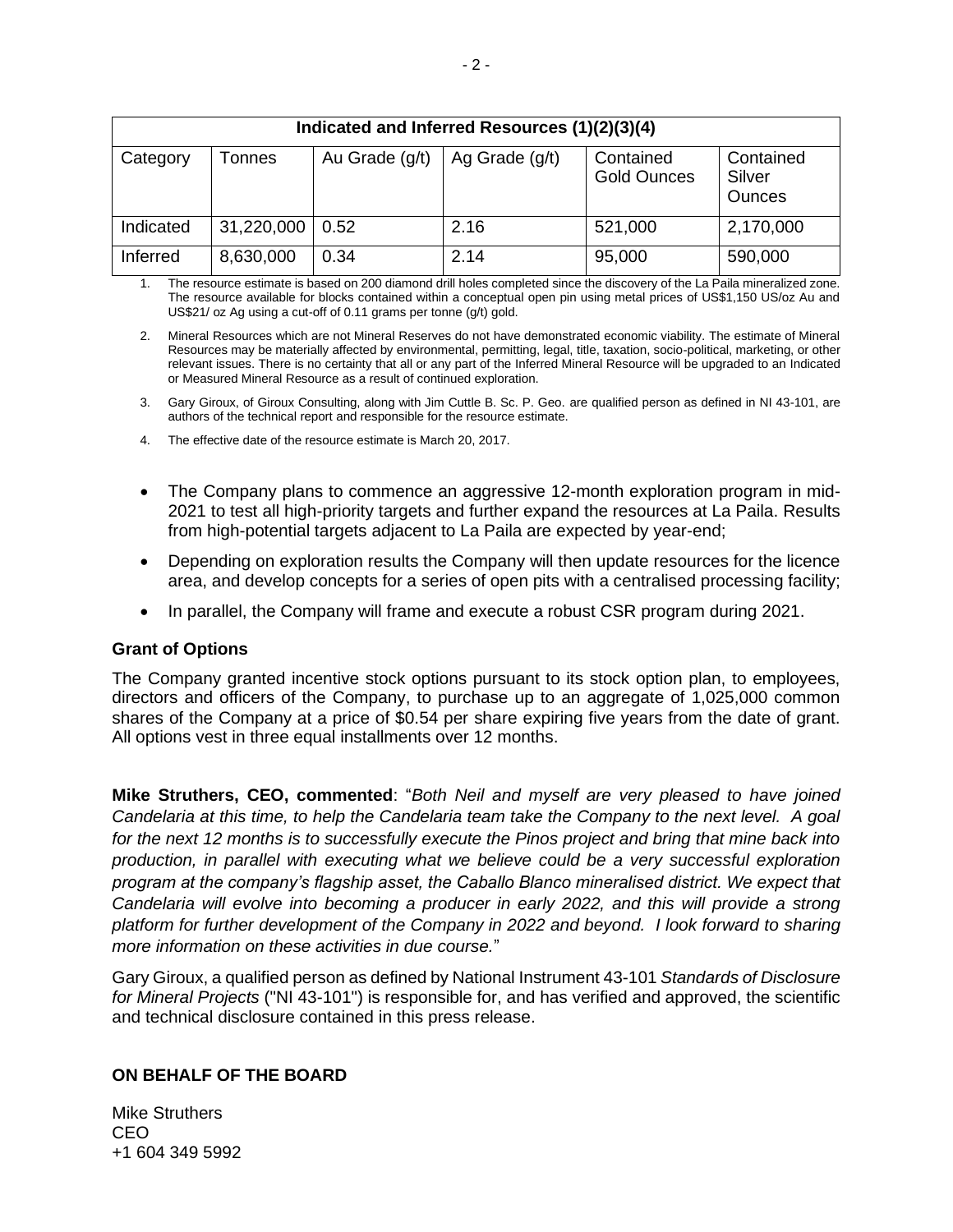| Indicated and Inferred Resources (1)(2)(3)(4) | | | | | |
|---|---|---|---|---|---|
| Category | Tonnes | Au Grade (g/t) | Ag Grade (g/t) | Contained Gold Ounces | Contained Silver Ounces |
| Indicated | 31,220,000 | 0.52 | 2.16 | 521,000 | 2,170,000 |
| Inferred | 8,630,000 | 0.34 | 2.14 | 95,000 | 590,000 |

1. The resource estimate is based on 200 diamond drill holes completed since the discovery of the La Paila mineralized zone. The resource available for blocks contained within a conceptual open pin using metal prices of US$1,150 US/oz Au and US$21/ oz Ag using a cut-off of 0.11 grams per tonne (g/t) gold.
2. Mineral Resources which are not Mineral Reserves do not have demonstrated economic viability. The estimate of Mineral Resources may be materially affected by environmental, permitting, legal, title, taxation, socio-political, marketing, or other relevant issues. There is no certainty that all or any part of the Inferred Mineral Resource will be upgraded to an Indicated or Measured Mineral Resource as a result of continued exploration.
3. Gary Giroux, of Giroux Consulting, along with Jim Cuttle B. Sc. P. Geo. are qualified person as defined in NI 43-101, are authors of the technical report and responsible for the resource estimate.
4. The effective date of the resource estimate is March 20, 2017.

- The Company plans to commence an aggressive 12-month exploration program in mid-2021 to test all high-priority targets and further expand the resources at La Paila. Results from high-potential targets adjacent to La Paila are expected by year-end;
- Depending on exploration results the Company will then update resources for the licence area, and develop concepts for a series of open pits with a centralised processing facility;
- In parallel, the Company will frame and execute a robust CSR program during 2021.

## Grant of Options

The Company granted incentive stock options pursuant to its stock option plan, to employees, directors and officers of the Company, to purchase up to an aggregate of 1,025,000 common shares of the Company at a price of $0.54 per share expiring five years from the date of grant. All options vest in three equal installments over 12 months.

**Mike Struthers, CEO, commented**: "*Both Neil and myself are very pleased to have joined Candelaria at this time, to help the Candelaria team take the Company to the next level. A goal for the next 12 months is to successfully execute the Pinos project and bring that mine back into production, in parallel with executing what we believe could be a very successful exploration program at the company's flagship asset, the Caballo Blanco mineralised district. We expect that Candelaria will evolve into becoming a producer in early 2022, and this will provide a strong platform for further development of the Company in 2022 and beyond. I look forward to sharing more information on these activities in due course.*"

Gary Giroux, a qualified person as defined by National Instrument 43-101 *Standards of Disclosure for Mineral Projects* ("NI 43-101") is responsible for, and has verified and approved, the scientific and technical disclosure contained in this press release.

**ON BEHALF OF THE BOARD**

Mike Struthers
CEO
+1 604 349 5992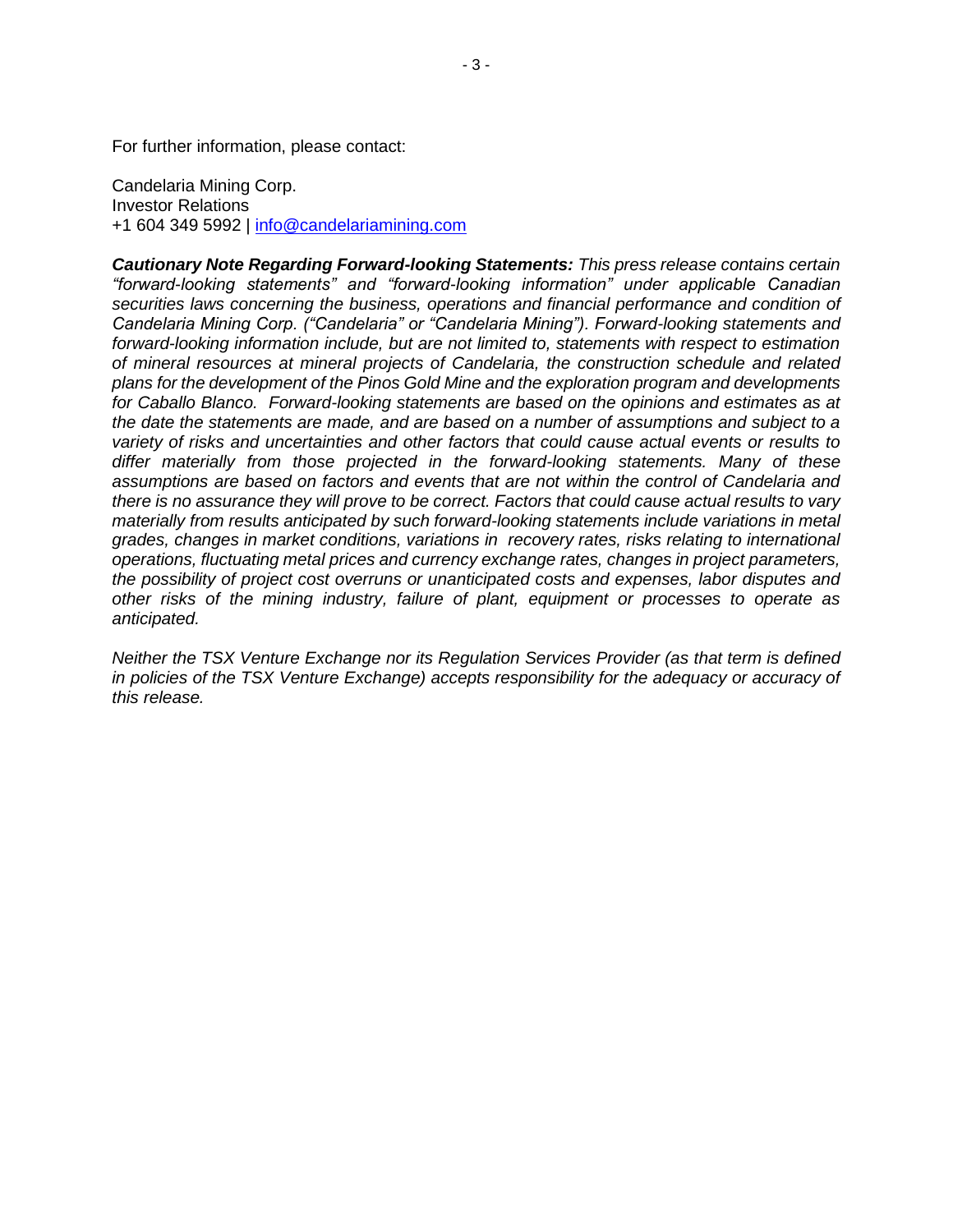For further information, please contact:

Candelaria Mining Corp.
Investor Relations
+1 604 349 5992 | info@candelariamining.com

***Cautionary Note Regarding Forward-looking Statements:*** *This press release contains certain "forward-looking statements" and "forward-looking information" under applicable Canadian securities laws concerning the business, operations and financial performance and condition of Candelaria Mining Corp. ("Candelaria" or "Candelaria Mining"). Forward-looking statements and forward-looking information include, but are not limited to, statements with respect to estimation of mineral resources at mineral projects of Candelaria, the construction schedule and related plans for the development of the Pinos Gold Mine and the exploration program and developments for Caballo Blanco. Forward-looking statements are based on the opinions and estimates as at the date the statements are made, and are based on a number of assumptions and subject to a variety of risks and uncertainties and other factors that could cause actual events or results to differ materially from those projected in the forward-looking statements. Many of these assumptions are based on factors and events that are not within the control of Candelaria and there is no assurance they will prove to be correct. Factors that could cause actual results to vary materially from results anticipated by such forward-looking statements include variations in metal grades, changes in market conditions, variations in recovery rates, risks relating to international operations, fluctuating metal prices and currency exchange rates, changes in project parameters, the possibility of project cost overruns or unanticipated costs and expenses, labor disputes and other risks of the mining industry, failure of plant, equipment or processes to operate as anticipated.*

*Neither the TSX Venture Exchange nor its Regulation Services Provider (as that term is defined in policies of the TSX Venture Exchange) accepts responsibility for the adequacy or accuracy of this release.*